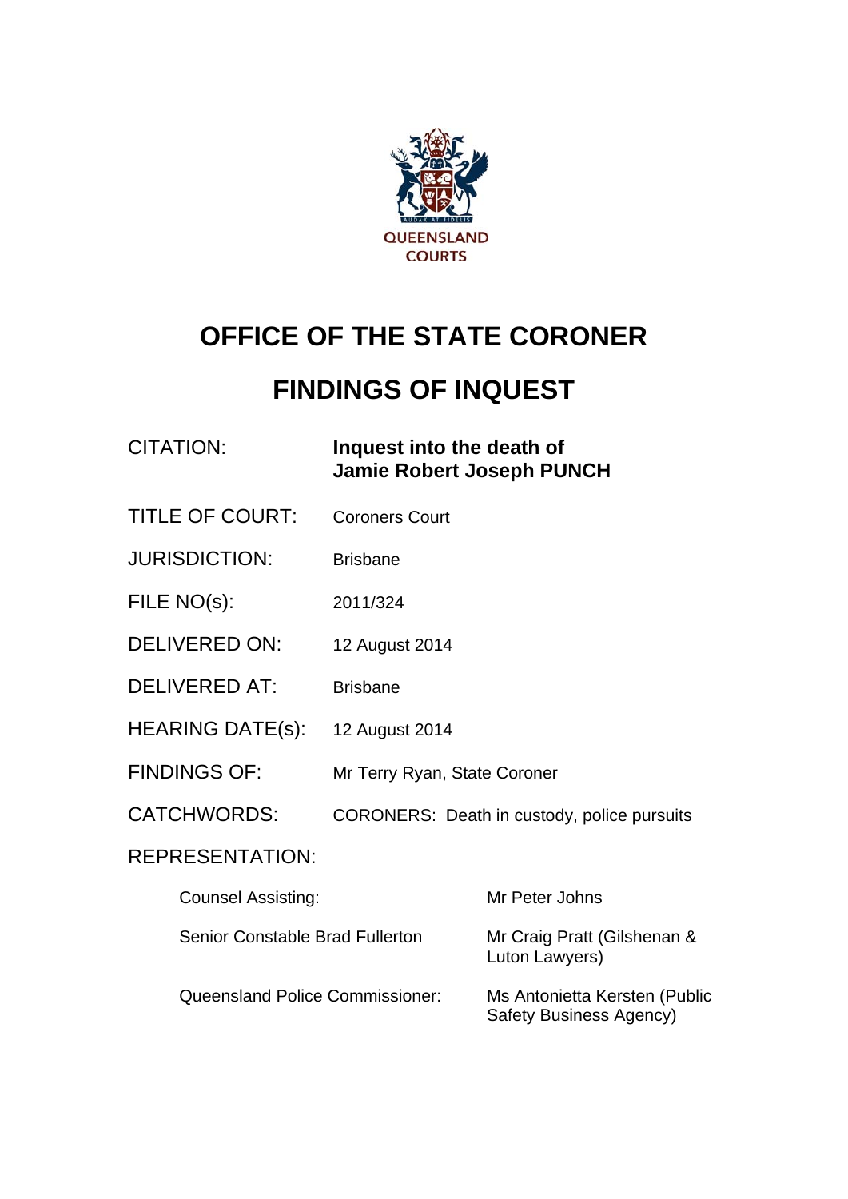QUEENSLAND COURTS

# OFFICE OF THE STATE CORONER

# FINDINGS OF INQUEST

| | |
|---|---|
| CITATION: | **Inquest into the death of Jamie Robert Joseph PUNCH** |
| TITLE OF COURT: | Coroners Court |
| JURISDICTION: | Brisbane |
| FILE NO(s): | 2011/324 |
| DELIVERED ON: | 12 August 2014 |
| DELIVERED AT: | Brisbane |
| HEARING DATE(s): | 12 August 2014 |
| FINDINGS OF: | Mr Terry Ryan, State Coroner |
| CATCHWORDS: | CORONERS: Death in custody, police pursuits |

REPRESENTATION:

| | |
|---|---|
| Counsel Assisting: | Mr Peter Johns |
| Senior Constable Brad Fullerton | Mr Craig Pratt (Gilshenan & Luton Lawyers) |
| Queensland Police Commissioner: | Ms Antonietta Kersten (Public Safety Business Agency) |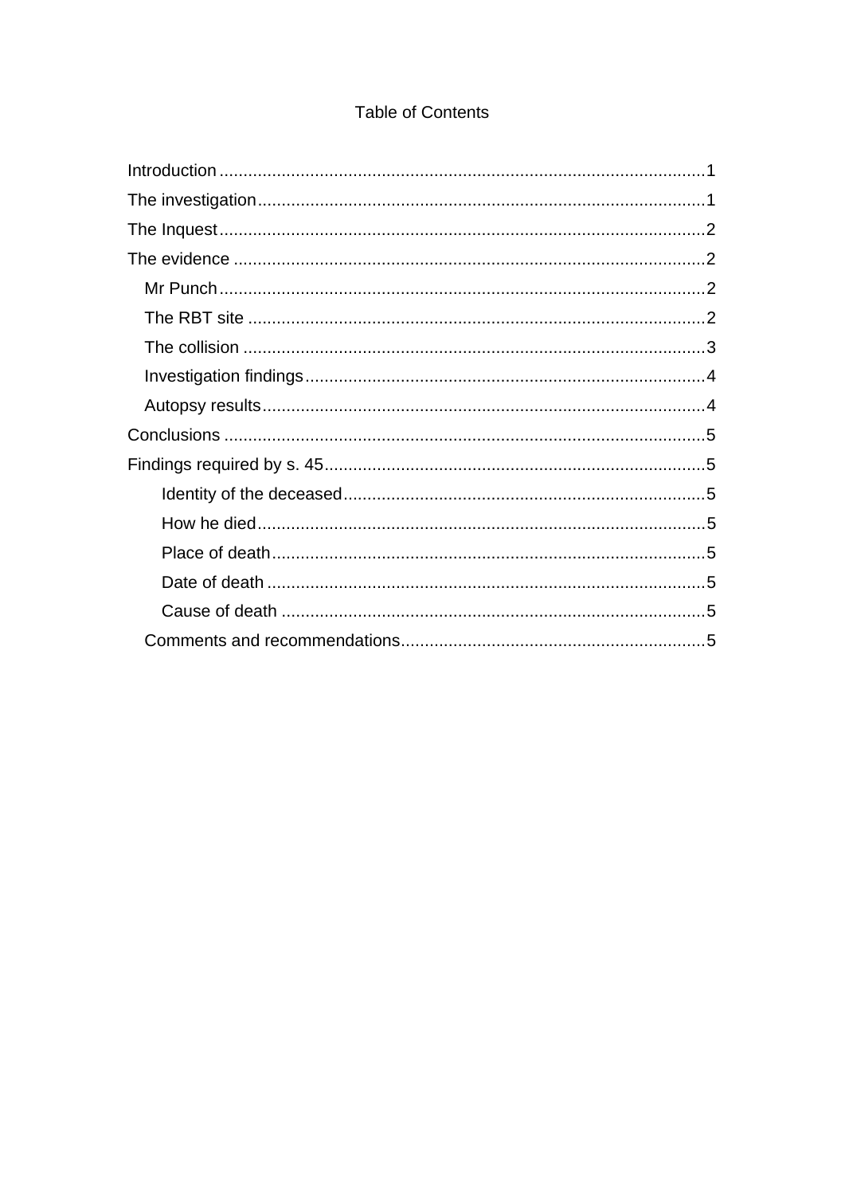Table of Contents

Introduction .......................................................................................................1
The investigation .................................................................................................1
The Inquest .........................................................................................................2
The evidence .......................................................................................................2
  Mr Punch ...........................................................................................................2
  The RBT site ......................................................................................................2
  The collision ......................................................................................................3
  Investigation findings .........................................................................................4
  Autopsy results ..................................................................................................4
Conclusions .........................................................................................................5
Findings required by s. 45 ...................................................................................5
    Identity of the deceased ...................................................................................5
    How he died .....................................................................................................5
    Place of death ..................................................................................................5
    Date of death ...................................................................................................5
    Cause of death .................................................................................................5
  Comments and recommendations .....................................................................5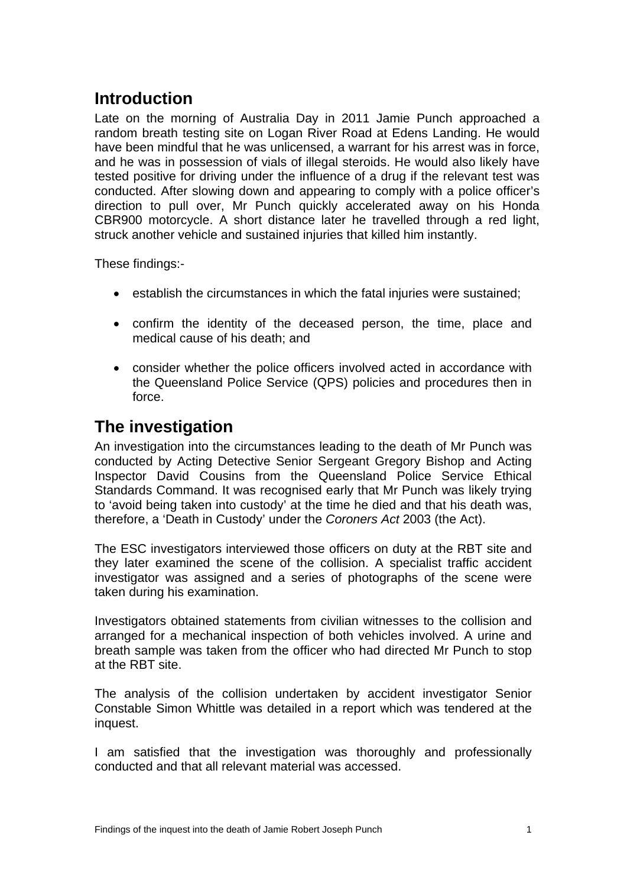## Introduction

Late on the morning of Australia Day in 2011 Jamie Punch approached a random breath testing site on Logan River Road at Edens Landing. He would have been mindful that he was unlicensed, a warrant for his arrest was in force, and he was in possession of vials of illegal steroids. He would also likely have tested positive for driving under the influence of a drug if the relevant test was conducted. After slowing down and appearing to comply with a police officer's direction to pull over, Mr Punch quickly accelerated away on his Honda CBR900 motorcycle. A short distance later he travelled through a red light, struck another vehicle and sustained injuries that killed him instantly.

These findings:-

- establish the circumstances in which the fatal injuries were sustained;
- confirm the identity of the deceased person, the time, place and medical cause of his death; and
- consider whether the police officers involved acted in accordance with the Queensland Police Service (QPS) policies and procedures then in force.

## The investigation

An investigation into the circumstances leading to the death of Mr Punch was conducted by Acting Detective Senior Sergeant Gregory Bishop and Acting Inspector David Cousins from the Queensland Police Service Ethical Standards Command. It was recognised early that Mr Punch was likely trying to 'avoid being taken into custody' at the time he died and that his death was, therefore, a 'Death in Custody' under the *Coroners Act* 2003 (the Act).

The ESC investigators interviewed those officers on duty at the RBT site and they later examined the scene of the collision. A specialist traffic accident investigator was assigned and a series of photographs of the scene were taken during his examination.

Investigators obtained statements from civilian witnesses to the collision and arranged for a mechanical inspection of both vehicles involved. A urine and breath sample was taken from the officer who had directed Mr Punch to stop at the RBT site.

The analysis of the collision undertaken by accident investigator Senior Constable Simon Whittle was detailed in a report which was tendered at the inquest.

I am satisfied that the investigation was thoroughly and professionally conducted and that all relevant material was accessed.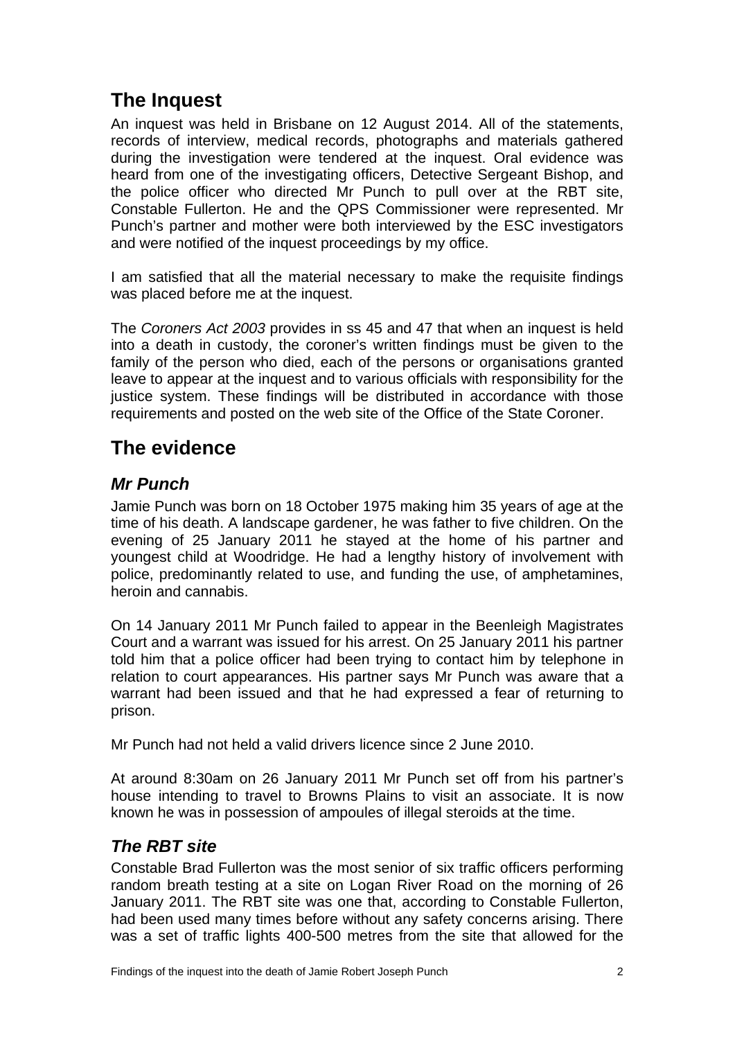## The Inquest

An inquest was held in Brisbane on 12 August 2014. All of the statements, records of interview, medical records, photographs and materials gathered during the investigation were tendered at the inquest. Oral evidence was heard from one of the investigating officers, Detective Sergeant Bishop, and the police officer who directed Mr Punch to pull over at the RBT site, Constable Fullerton. He and the QPS Commissioner were represented. Mr Punch's partner and mother were both interviewed by the ESC investigators and were notified of the inquest proceedings by my office.

I am satisfied that all the material necessary to make the requisite findings was placed before me at the inquest.

The *Coroners Act 2003* provides in ss 45 and 47 that when an inquest is held into a death in custody, the coroner's written findings must be given to the family of the person who died, each of the persons or organisations granted leave to appear at the inquest and to various officials with responsibility for the justice system. These findings will be distributed in accordance with those requirements and posted on the web site of the Office of the State Coroner.

## The evidence

### *Mr Punch*

Jamie Punch was born on 18 October 1975 making him 35 years of age at the time of his death. A landscape gardener, he was father to five children. On the evening of 25 January 2011 he stayed at the home of his partner and youngest child at Woodridge. He had a lengthy history of involvement with police, predominantly related to use, and funding the use, of amphetamines, heroin and cannabis.

On 14 January 2011 Mr Punch failed to appear in the Beenleigh Magistrates Court and a warrant was issued for his arrest. On 25 January 2011 his partner told him that a police officer had been trying to contact him by telephone in relation to court appearances. His partner says Mr Punch was aware that a warrant had been issued and that he had expressed a fear of returning to prison.

Mr Punch had not held a valid drivers licence since 2 June 2010.

At around 8:30am on 26 January 2011 Mr Punch set off from his partner's house intending to travel to Browns Plains to visit an associate. It is now known he was in possession of ampoules of illegal steroids at the time.

### *The RBT site*

Constable Brad Fullerton was the most senior of six traffic officers performing random breath testing at a site on Logan River Road on the morning of 26 January 2011. The RBT site was one that, according to Constable Fullerton, had been used many times before without any safety concerns arising. There was a set of traffic lights 400-500 metres from the site that allowed for the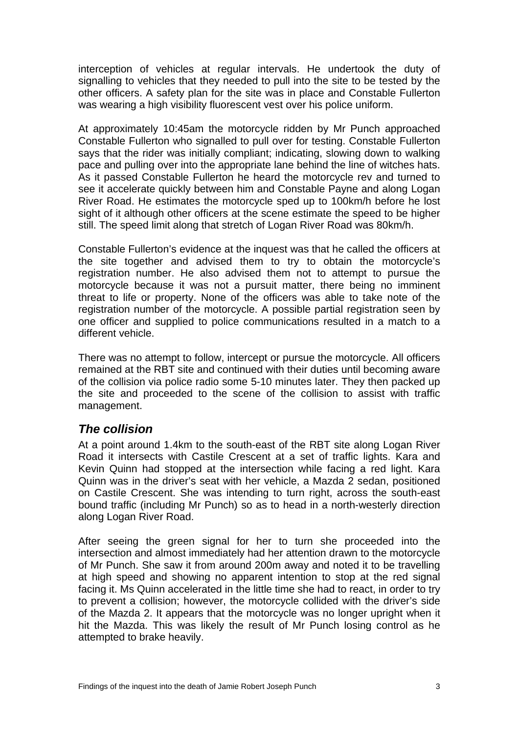interception of vehicles at regular intervals. He undertook the duty of signalling to vehicles that they needed to pull into the site to be tested by the other officers. A safety plan for the site was in place and Constable Fullerton was wearing a high visibility fluorescent vest over his police uniform.

At approximately 10:45am the motorcycle ridden by Mr Punch approached Constable Fullerton who signalled to pull over for testing. Constable Fullerton says that the rider was initially compliant; indicating, slowing down to walking pace and pulling over into the appropriate lane behind the line of witches hats. As it passed Constable Fullerton he heard the motorcycle rev and turned to see it accelerate quickly between him and Constable Payne and along Logan River Road. He estimates the motorcycle sped up to 100km/h before he lost sight of it although other officers at the scene estimate the speed to be higher still. The speed limit along that stretch of Logan River Road was 80km/h.

Constable Fullerton's evidence at the inquest was that he called the officers at the site together and advised them to try to obtain the motorcycle's registration number. He also advised them not to attempt to pursue the motorcycle because it was not a pursuit matter, there being no imminent threat to life or property. None of the officers was able to take note of the registration number of the motorcycle. A possible partial registration seen by one officer and supplied to police communications resulted in a match to a different vehicle.

There was no attempt to follow, intercept or pursue the motorcycle. All officers remained at the RBT site and continued with their duties until becoming aware of the collision via police radio some 5-10 minutes later. They then packed up the site and proceeded to the scene of the collision to assist with traffic management.

## *The collision*

At a point around 1.4km to the south-east of the RBT site along Logan River Road it intersects with Castile Crescent at a set of traffic lights. Kara and Kevin Quinn had stopped at the intersection while facing a red light. Kara Quinn was in the driver's seat with her vehicle, a Mazda 2 sedan, positioned on Castile Crescent. She was intending to turn right, across the south-east bound traffic (including Mr Punch) so as to head in a north-westerly direction along Logan River Road.

After seeing the green signal for her to turn she proceeded into the intersection and almost immediately had her attention drawn to the motorcycle of Mr Punch. She saw it from around 200m away and noted it to be travelling at high speed and showing no apparent intention to stop at the red signal facing it. Ms Quinn accelerated in the little time she had to react, in order to try to prevent a collision; however, the motorcycle collided with the driver's side of the Mazda 2. It appears that the motorcycle was no longer upright when it hit the Mazda. This was likely the result of Mr Punch losing control as he attempted to brake heavily.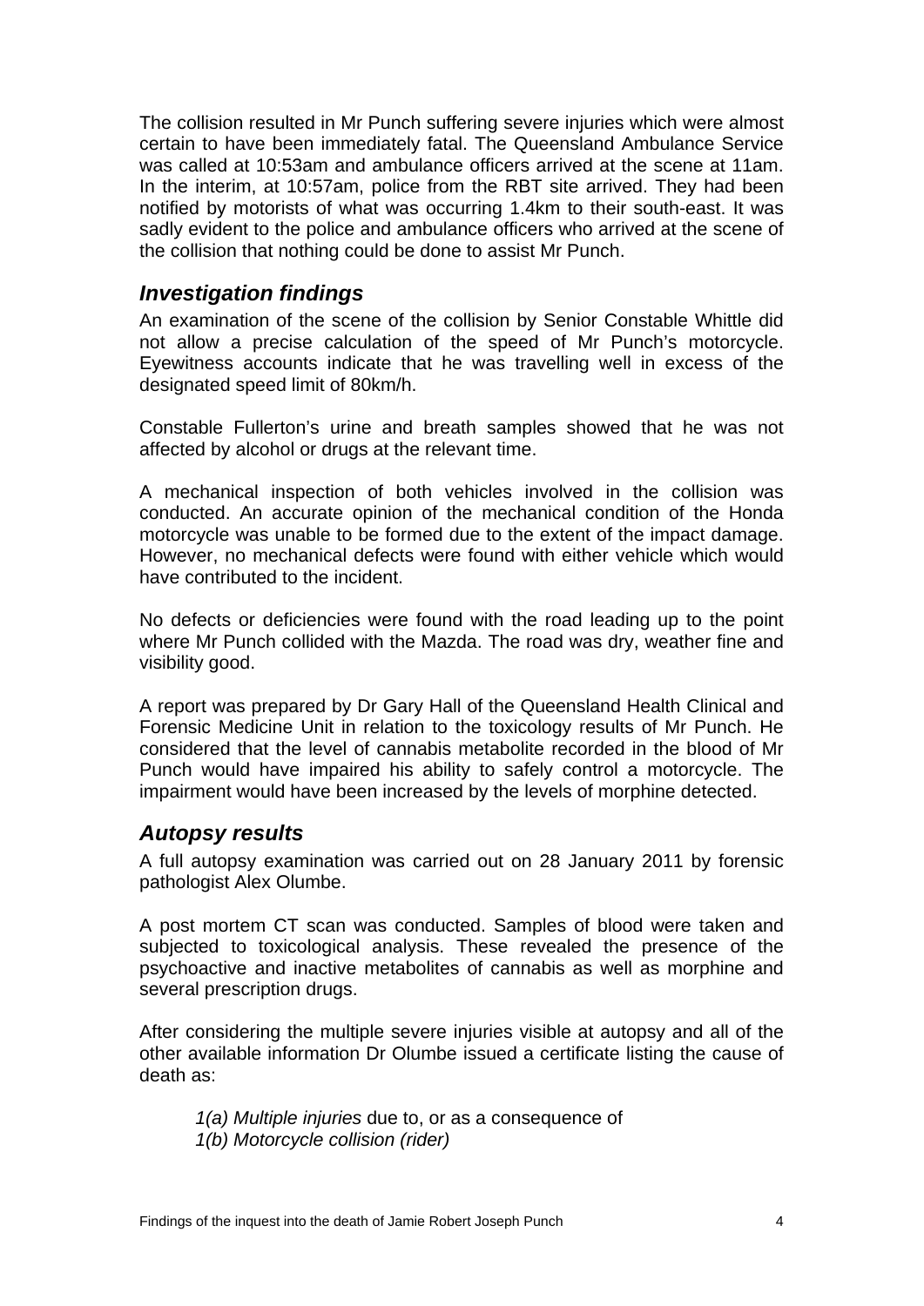The collision resulted in Mr Punch suffering severe injuries which were almost certain to have been immediately fatal. The Queensland Ambulance Service was called at 10:53am and ambulance officers arrived at the scene at 11am. In the interim, at 10:57am, police from the RBT site arrived. They had been notified by motorists of what was occurring 1.4km to their south-east. It was sadly evident to the police and ambulance officers who arrived at the scene of the collision that nothing could be done to assist Mr Punch.

## *Investigation findings*

An examination of the scene of the collision by Senior Constable Whittle did not allow a precise calculation of the speed of Mr Punch's motorcycle. Eyewitness accounts indicate that he was travelling well in excess of the designated speed limit of 80km/h.

Constable Fullerton's urine and breath samples showed that he was not affected by alcohol or drugs at the relevant time.

A mechanical inspection of both vehicles involved in the collision was conducted. An accurate opinion of the mechanical condition of the Honda motorcycle was unable to be formed due to the extent of the impact damage. However, no mechanical defects were found with either vehicle which would have contributed to the incident.

No defects or deficiencies were found with the road leading up to the point where Mr Punch collided with the Mazda. The road was dry, weather fine and visibility good.

A report was prepared by Dr Gary Hall of the Queensland Health Clinical and Forensic Medicine Unit in relation to the toxicology results of Mr Punch. He considered that the level of cannabis metabolite recorded in the blood of Mr Punch would have impaired his ability to safely control a motorcycle. The impairment would have been increased by the levels of morphine detected.

## *Autopsy results*

A full autopsy examination was carried out on 28 January 2011 by forensic pathologist Alex Olumbe.

A post mortem CT scan was conducted. Samples of blood were taken and subjected to toxicological analysis. These revealed the presence of the psychoactive and inactive metabolites of cannabis as well as morphine and several prescription drugs.

After considering the multiple severe injuries visible at autopsy and all of the other available information Dr Olumbe issued a certificate listing the cause of death as:

> *1(a) Multiple injuries* due to, or as a consequence of
> *1(b) Motorcycle collision (rider)*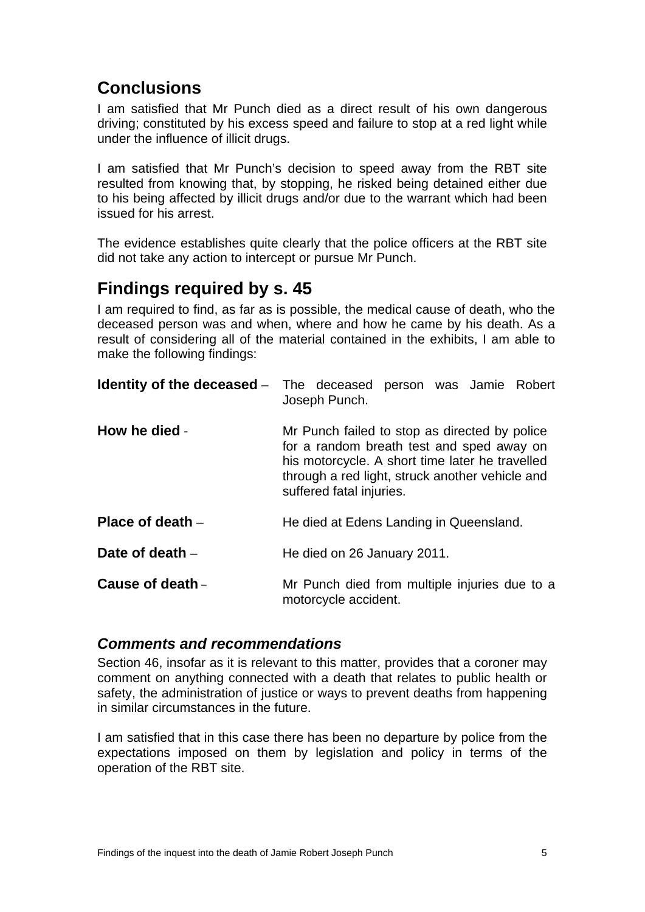## Conclusions

I am satisfied that Mr Punch died as a direct result of his own dangerous driving; constituted by his excess speed and failure to stop at a red light while under the influence of illicit drugs.

I am satisfied that Mr Punch's decision to speed away from the RBT site resulted from knowing that, by stopping, he risked being detained either due to his being affected by illicit drugs and/or due to the warrant which had been issued for his arrest.

The evidence establishes quite clearly that the police officers at the RBT site did not take any action to intercept or pursue Mr Punch.

## Findings required by s. 45

I am required to find, as far as is possible, the medical cause of death, who the deceased person was and when, where and how he came by his death. As a result of considering all of the material contained in the exhibits, I am able to make the following findings:

**Identity of the deceased** – The deceased person was Jamie Robert Joseph Punch.

**How he died** - Mr Punch failed to stop as directed by police for a random breath test and sped away on his motorcycle. A short time later he travelled through a red light, struck another vehicle and suffered fatal injuries.

**Place of death** – He died at Edens Landing in Queensland.

**Date of death** – He died on 26 January 2011.

**Cause of death** – Mr Punch died from multiple injuries due to a motorcycle accident.

### *Comments and recommendations*

Section 46, insofar as it is relevant to this matter, provides that a coroner may comment on anything connected with a death that relates to public health or safety, the administration of justice or ways to prevent deaths from happening in similar circumstances in the future.

I am satisfied that in this case there has been no departure by police from the expectations imposed on them by legislation and policy in terms of the operation of the RBT site.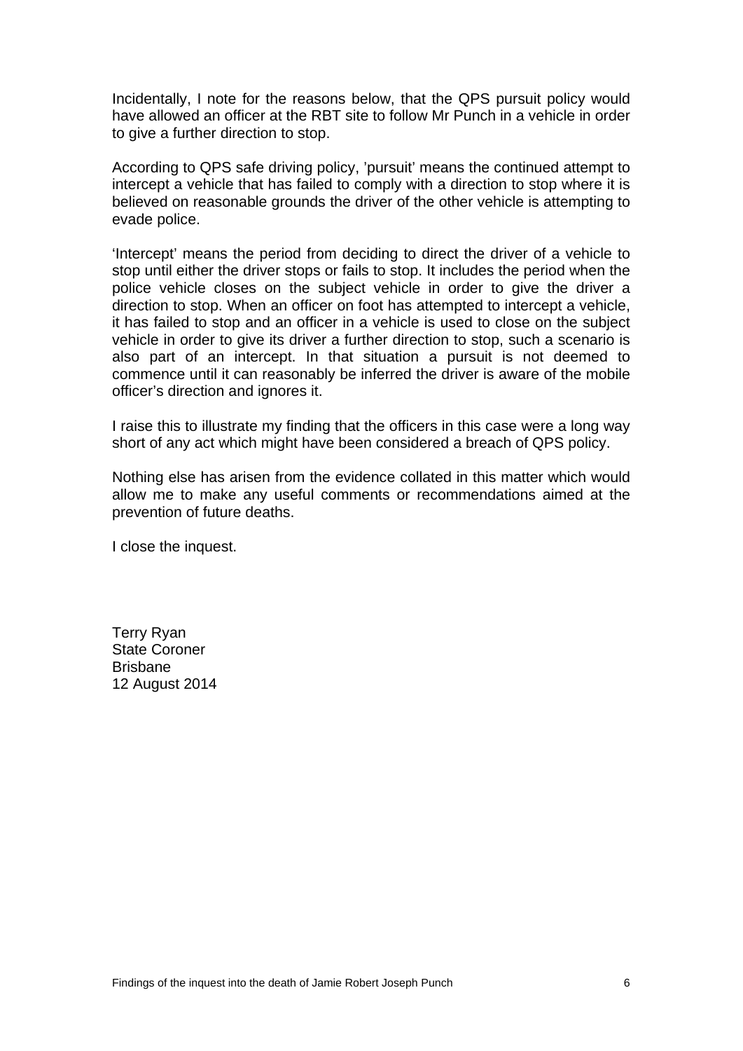Incidentally, I note for the reasons below, that the QPS pursuit policy would have allowed an officer at the RBT site to follow Mr Punch in a vehicle in order to give a further direction to stop.

According to QPS safe driving policy, 'pursuit' means the continued attempt to intercept a vehicle that has failed to comply with a direction to stop where it is believed on reasonable grounds the driver of the other vehicle is attempting to evade police.

'Intercept' means the period from deciding to direct the driver of a vehicle to stop until either the driver stops or fails to stop. It includes the period when the police vehicle closes on the subject vehicle in order to give the driver a direction to stop. When an officer on foot has attempted to intercept a vehicle, it has failed to stop and an officer in a vehicle is used to close on the subject vehicle in order to give its driver a further direction to stop, such a scenario is also part of an intercept. In that situation a pursuit is not deemed to commence until it can reasonably be inferred the driver is aware of the mobile officer's direction and ignores it.

I raise this to illustrate my finding that the officers in this case were a long way short of any act which might have been considered a breach of QPS policy.

Nothing else has arisen from the evidence collated in this matter which would allow me to make any useful comments or recommendations aimed at the prevention of future deaths.

I close the inquest.

Terry Ryan
State Coroner
Brisbane
12 August 2014